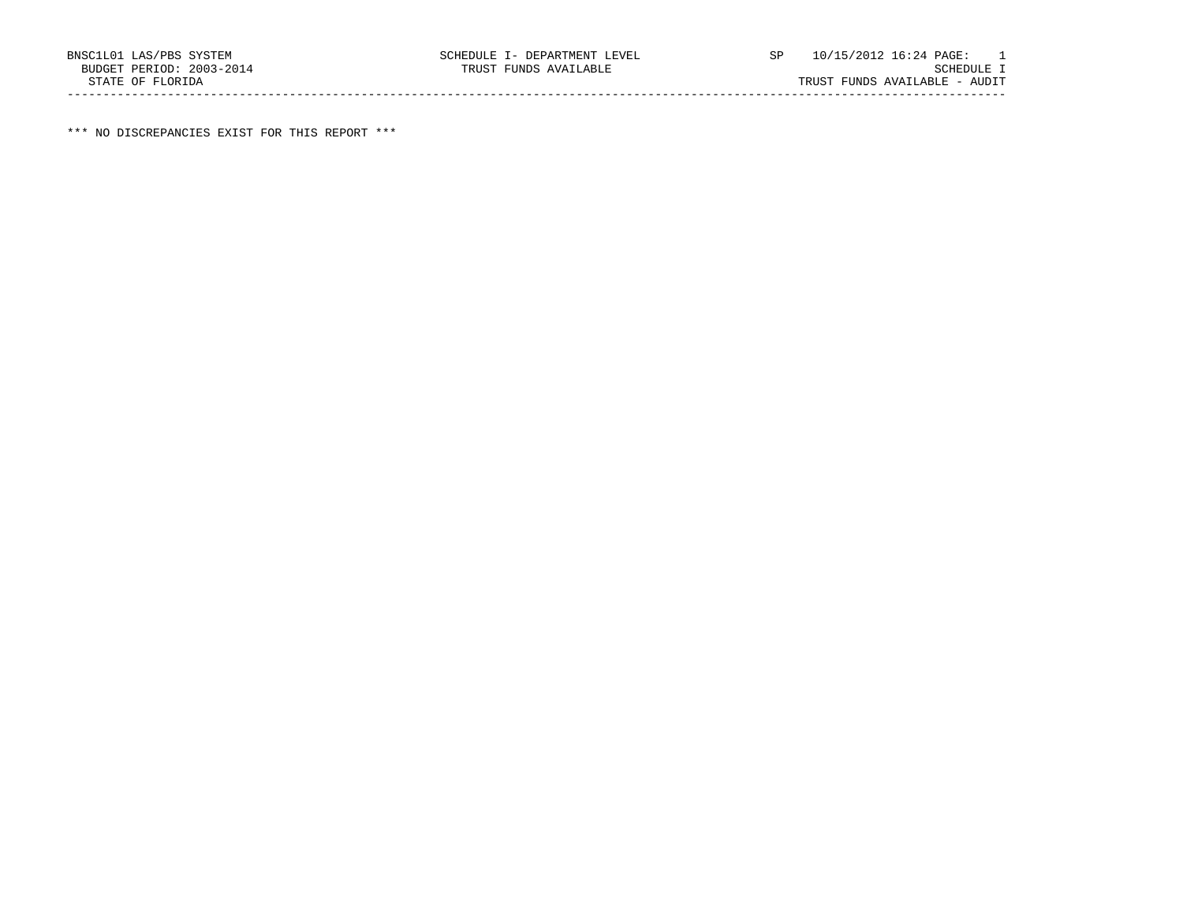BNSC1L01 LAS/PBS SYSTEM SCHEDULE I- DEPARTMENT LEVEL SP 10/15/2012 16:24 PAGE: 1
BUDGET PERIOD: 2003-2014 TRUST FUNDS AVAILABLE SCHEDULE I
STATE OF FLORIDA TRUST FUNDS AVAILABLE - AUDIT

---

*** NO DISCREPANCIES EXIST FOR THIS REPORT ***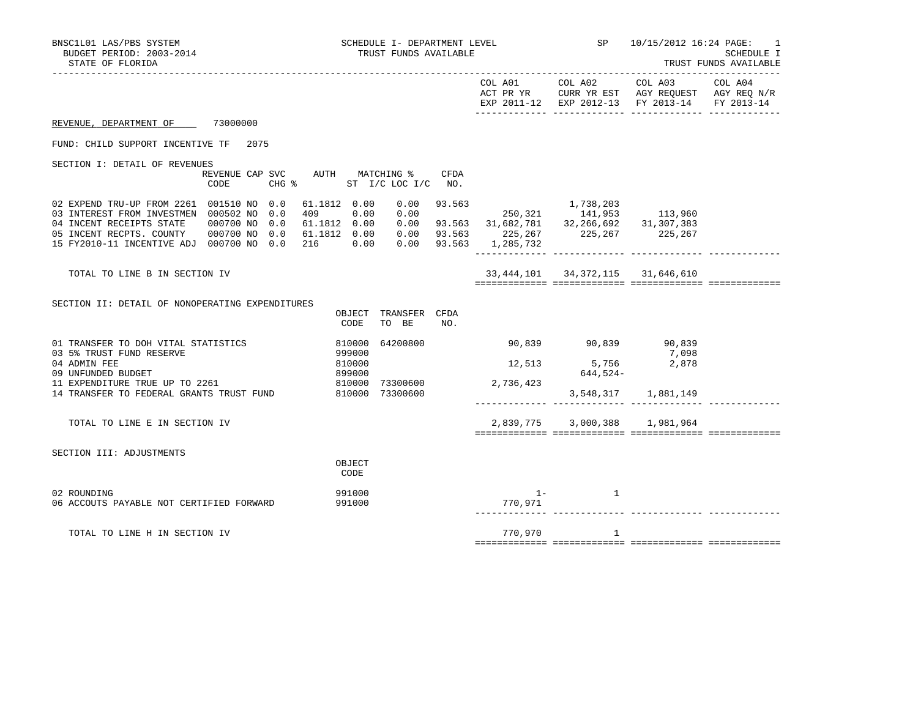BNSC1L01 LAS/PBS SYSTEM — SCHEDULE I- DEPARTMENT LEVEL — SP 10/15/2012 16:24 PAGE: 1

BUDGET PERIOD: 2003-2014 — TRUST FUNDS AVAILABLE — SCHEDULE I

STATE OF FLORIDA — TRUST FUNDS AVAILABLE

REVENUE, DEPARTMENT OF 73000000

FUND: CHILD SUPPORT INCENTIVE TF 2075

## SECTION I: DETAIL OF REVENUES

| | REVENUE CODE | CAP | SVC CHG % | AUTH | MATCHING % ST I/C | LOC I/C | CFDA NO. | COL A01 ACT PR YR EXP 2011-12 | COL A02 CURR YR EST EXP 2012-13 | COL A03 AGY REQUEST FY 2013-14 | COL A04 AGY REQ N/R FY 2013-14 |
|---|---|---|---|---|---|---|---|---|---|---|---|
| 02 EXPEND TRU-UP FROM 2261 | 001510 | NO | 0.0 | 61.1812 | 0.00 | 0.00 | 93.563 | | 1,738,203 | | |
| 03 INTEREST FROM INVESTMEN | 000502 | NO | 0.0 | 409 | 0.00 | 0.00 | | 250,321 | 141,953 | 113,960 | |
| 04 INCENT RECEIPTS STATE | 000700 | NO | 0.0 | 61.1812 | 0.00 | 0.00 | 93.563 | 31,682,781 | 32,266,692 | 31,307,383 | |
| 05 INCENT RECPTS. COUNTY | 000700 | NO | 0.0 | 61.1812 | 0.00 | 0.00 | 93.563 | 225,267 | 225,267 | 225,267 | |
| 15 FY2010-11 INCENTIVE ADJ | 000700 | NO | 0.0 | 216 | 0.00 | 0.00 | 93.563 | 1,285,732 | | | |
| TOTAL TO LINE B IN SECTION IV | | | | | | | | 33,444,101 | 34,372,115 | 31,646,610 | |

## SECTION II: DETAIL OF NONOPERATING EXPENDITURES

| | OBJECT CODE | TRANSFER TO BE | CFDA NO. | COL A01 ACT PR YR EXP 2011-12 | COL A02 CURR YR EST EXP 2012-13 | COL A03 AGY REQUEST FY 2013-14 | COL A04 AGY REQ N/R FY 2013-14 |
|---|---|---|---|---|---|---|---|
| 01 TRANSFER TO DOH VITAL STATISTICS | 810000 | 64200800 | | 90,839 | 90,839 | 90,839 | |
| 03 5% TRUST FUND RESERVE | 999000 | | | | | 7,098 | |
| 04 ADMIN FEE | 810000 | | | 12,513 | 5,756 | 2,878 | |
| 09 UNFUNDED BUDGET | 899000 | | | | 644,524- | | |
| 11 EXPENDITURE TRUE UP TO 2261 | 810000 | 73300600 | | 2,736,423 | | | |
| 14 TRANSFER TO FEDERAL GRANTS TRUST FUND | 810000 | 73300600 | | | 3,548,317 | 1,881,149 | |
| TOTAL TO LINE E IN SECTION IV | | | | 2,839,775 | 3,000,388 | 1,981,964 | |

## SECTION III: ADJUSTMENTS

| | OBJECT CODE | COL A01 ACT PR YR EXP 2011-12 | COL A02 CURR YR EST EXP 2012-13 | COL A03 AGY REQUEST FY 2013-14 | COL A04 AGY REQ N/R FY 2013-14 |
|---|---|---|---|---|---|
| 02 ROUNDING | 991000 | 1- | 1 | | |
| 06 ACCOUTS PAYABLE NOT CERTIFIED FORWARD | 991000 | 770,971 | | | |
| TOTAL TO LINE H IN SECTION IV | | 770,970 | 1 | | |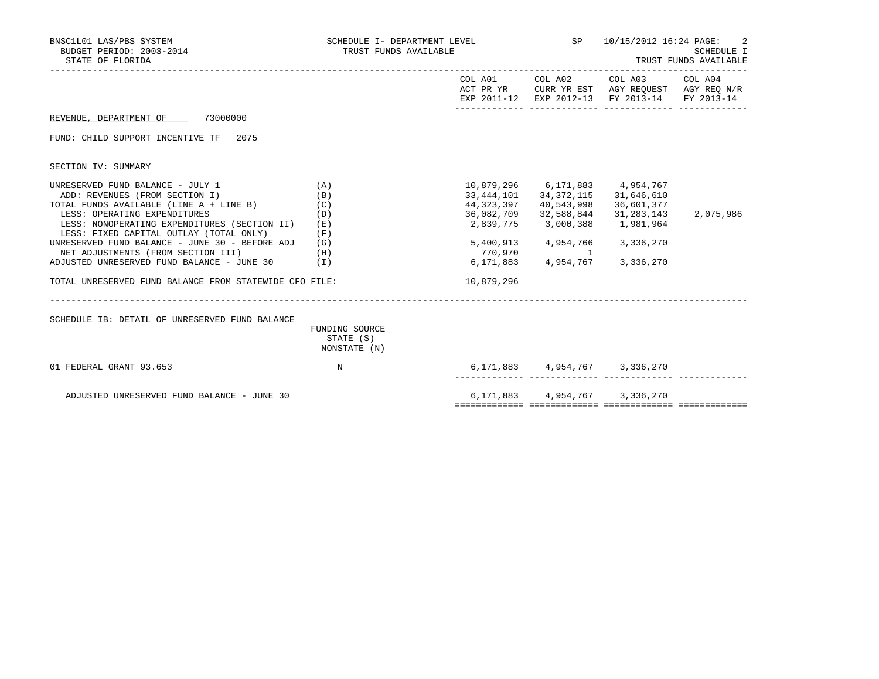BNSC1L01 LAS/PBS SYSTEM — SCHEDULE I- DEPARTMENT LEVEL — SP — 10/15/2012 16:24

BUDGET PERIOD: 2003-2014 — TRUST FUNDS AVAILABLE — SCHEDULE I

STATE OF FLORIDA — TRUST FUNDS AVAILABLE

REVENUE, DEPARTMENT OF 73000000

FUND: CHILD SUPPORT INCENTIVE TF 2075

SECTION IV: SUMMARY

| | | COL A01 ACT PR YR EXP 2011-12 | COL A02 CURR YR EST EXP 2012-13 | COL A03 AGY REQUEST FY 2013-14 | COL A04 AGY REQ N/R FY 2013-14 |
|---|---|---|---|---|---|
| UNRESERVED FUND BALANCE - JULY 1 | (A) | 10,879,296 | 6,171,883 | 4,954,767 | |
| ADD: REVENUES (FROM SECTION I) | (B) | 33,444,101 | 34,372,115 | 31,646,610 | |
| TOTAL FUNDS AVAILABLE (LINE A + LINE B) | (C) | 44,323,397 | 40,543,998 | 36,601,377 | |
| LESS: OPERATING EXPENDITURES | (D) | 36,082,709 | 32,588,844 | 31,283,143 | 2,075,986 |
| LESS: NONOPERATING EXPENDITURES (SECTION II) | (E) | 2,839,775 | 3,000,388 | 1,981,964 | |
| LESS: FIXED CAPITAL OUTLAY (TOTAL ONLY) | (F) | | | | |
| UNRESERVED FUND BALANCE - JUNE 30 - BEFORE ADJ | (G) | 5,400,913 | 4,954,766 | 3,336,270 | |
| NET ADJUSTMENTS (FROM SECTION III) | (H) | 770,970 | 1 | | |
| ADJUSTED UNRESERVED FUND BALANCE - JUNE 30 | (I) | 6,171,883 | 4,954,767 | 3,336,270 | |
| TOTAL UNRESERVED FUND BALANCE FROM STATEWIDE CFO FILE: | | 10,879,296 | | | |

SCHEDULE IB: DETAIL OF UNRESERVED FUND BALANCE

| | FUNDING SOURCE STATE (S) NONSTATE (N) | COL A01 | COL A02 | COL A03 | COL A04 |
|---|---|---|---|---|---|
| 01 FEDERAL GRANT 93.653 | N | 6,171,883 | 4,954,767 | 3,336,270 | |
| ADJUSTED UNRESERVED FUND BALANCE - JUNE 30 | | 6,171,883 | 4,954,767 | 3,336,270 | |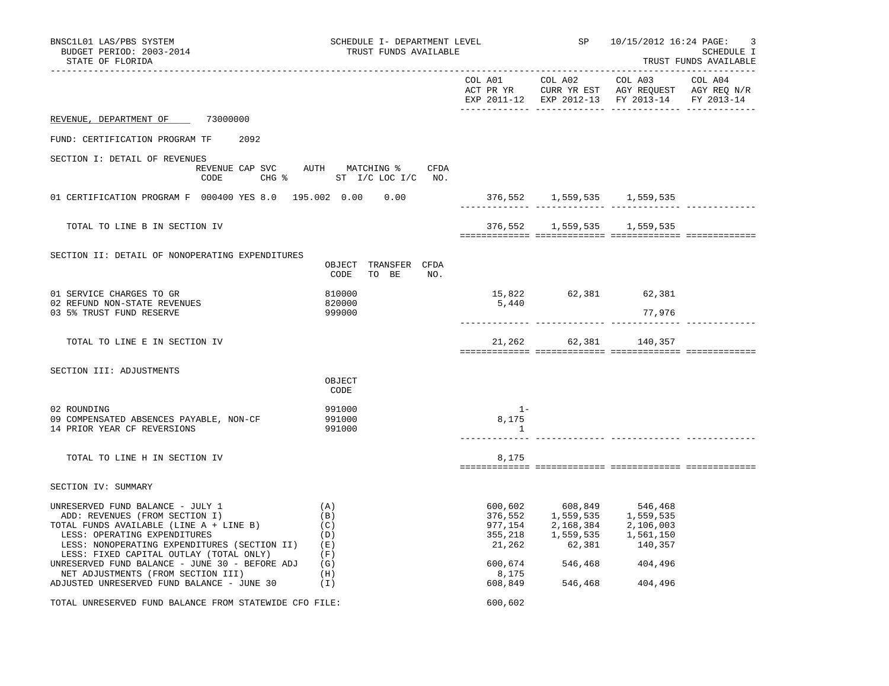BNSC1L01 LAS/PBS SYSTEM
BUDGET PERIOD: 2003-2014
STATE OF FLORIDA

SCHEDULE I- DEPARTMENT LEVEL
TRUST FUNDS AVAILABLE

SP 10/15/2012 16:24

SCHEDULE I
TRUST FUNDS AVAILABLE

REVENUE, DEPARTMENT OF 73000000

FUND: CERTIFICATION PROGRAM TF 2092

| | COL A01 ACT PR YR EXP 2011-12 | COL A02 CURR YR EST EXP 2012-13 | COL A03 AGY REQUEST FY 2013-14 | COL A04 AGY REQ N/R FY 2013-14 |
|---|---|---|---|---|
| **SECTION I: DETAIL OF REVENUES** (REVENUE CODE / CAP SVC CHG % / AUTH ST / MATCHING % I/C LOC I/C / CFDA NO.) | | | | |
| 01 CERTIFICATION PROGRAM F 000400 YES 8.0 195.002 0.00 0.00 | 376,552 | 1,559,535 | 1,559,535 | |
| TOTAL TO LINE B IN SECTION IV | 376,552 | 1,559,535 | 1,559,535 | |
| **SECTION II: DETAIL OF NONOPERATING EXPENDITURES** (OBJECT CODE / TRANSFER TO BE / CFDA NO.) | | | | |
| 01 SERVICE CHARGES TO GR 810000 | 15,822 | 62,381 | 62,381 | |
| 02 REFUND NON-STATE REVENUES 820000 | 5,440 | | | |
| 03 5% TRUST FUND RESERVE 999000 | | | 77,976 | |
| TOTAL TO LINE E IN SECTION IV | 21,262 | 62,381 | 140,357 | |
| **SECTION III: ADJUSTMENTS** (OBJECT CODE) | | | | |
| 02 ROUNDING 991000 | 1- | | | |
| 09 COMPENSATED ABSENCES PAYABLE, NON-CF 991000 | 8,175 | | | |
| 14 PRIOR YEAR CF REVERSIONS 991000 | 1 | | | |
| TOTAL TO LINE H IN SECTION IV | 8,175 | | | |
| **SECTION IV: SUMMARY** | | | | |
| UNRESERVED FUND BALANCE - JULY 1 (A) | 600,602 | 608,849 | 546,468 | |
| ADD: REVENUES (FROM SECTION I) (B) | 376,552 | 1,559,535 | 1,559,535 | |
| TOTAL FUNDS AVAILABLE (LINE A + LINE B) (C) | 977,154 | 2,168,384 | 2,106,003 | |
| LESS: OPERATING EXPENDITURES (D) | 355,218 | 1,559,535 | 1,561,150 | |
| LESS: NONOPERATING EXPENDITURES (SECTION II) (E) | 21,262 | 62,381 | 140,357 | |
| LESS: FIXED CAPITAL OUTLAY (TOTAL ONLY) (F) | | | | |
| UNRESERVED FUND BALANCE - JUNE 30 - BEFORE ADJ (G) | 600,674 | 546,468 | 404,496 | |
| NET ADJUSTMENTS (FROM SECTION III) (H) | 8,175 | | | |
| ADJUSTED UNRESERVED FUND BALANCE - JUNE 30 (I) | 608,849 | 546,468 | 404,496 | |
| TOTAL UNRESERVED FUND BALANCE FROM STATEWIDE CFO FILE: | 600,602 | | | |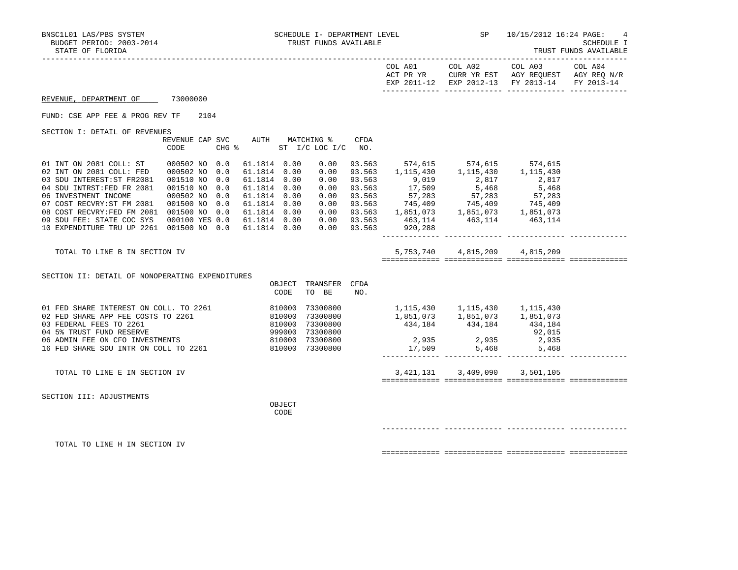BNSC1L01 LAS/PBS SYSTEM — SCHEDULE I- DEPARTMENT LEVEL — TRUST FUNDS AVAILABLE — SP 10/15/2012 16:24 — SCHEDULE I

BUDGET PERIOD: 2003-2014

STATE OF FLORIDA — TRUST FUNDS AVAILABLE

**REVENUE, DEPARTMENT OF** 73000000

FUND: CSE APP FEE & PROG REV TF 2104

SECTION I: DETAIL OF REVENUES

| | REVENUE CODE | CAP | SVC CHG % | AUTH | MATCHING % ST | I/C | LOC I/C | CFDA NO. | COL A01 ACT PR YR EXP 2011-12 | COL A02 CURR YR EST EXP 2012-13 | COL A03 AGY REQUEST FY 2013-14 | COL A04 AGY REQ N/R FY 2013-14 |
|---|---|---|---|---|---|---|---|---|---|---|---|---|
| 01 INT ON 2081 COLL: ST | 000502 | NO | 0.0 | 61.1814 | 0.00 | | 0.00 | 93.563 | 574,615 | 574,615 | 574,615 | |
| 02 INT ON 2081 COLL: FED | 000502 | NO | 0.0 | 61.1814 | 0.00 | | 0.00 | 93.563 | 1,115,430 | 1,115,430 | 1,115,430 | |
| 03 SDU INTEREST:ST FR2081 | 001510 | NO | 0.0 | 61.1814 | 0.00 | | 0.00 | 93.563 | 9,019 | 2,817 | 2,817 | |
| 04 SDU INTRST:FED FR 2081 | 001510 | NO | 0.0 | 61.1814 | 0.00 | | 0.00 | 93.563 | 17,509 | 5,468 | 5,468 | |
| 06 INVESTMENT INCOME | 000502 | NO | 0.0 | 61.1814 | 0.00 | | 0.00 | 93.563 | 57,283 | 57,283 | 57,283 | |
| 07 COST RECVRY:ST FM 2081 | 001500 | NO | 0.0 | 61.1814 | 0.00 | | 0.00 | 93.563 | 745,409 | 745,409 | 745,409 | |
| 08 COST RECVRY:FED FM 2081 | 001500 | NO | 0.0 | 61.1814 | 0.00 | | 0.00 | 93.563 | 1,851,073 | 1,851,073 | 1,851,073 | |
| 09 SDU FEE: STATE COC SYS | 000100 | YES | 0.0 | 61.1814 | 0.00 | | 0.00 | 93.563 | 463,114 | 463,114 | 463,114 | |
| 10 EXPENDITURE TRU UP 2261 | 001500 | NO | 0.0 | 61.1814 | 0.00 | | 0.00 | 93.563 | 920,288 | | | |
| TOTAL TO LINE B IN SECTION IV | | | | | | | | | 5,753,740 | 4,815,209 | 4,815,209 | |

SECTION II: DETAIL OF NONOPERATING EXPENDITURES

| | OBJECT CODE | TRANSFER TO BE | CFDA NO. | COL A01 | COL A02 | COL A03 | COL A04 |
|---|---|---|---|---|---|---|---|
| 01 FED SHARE INTEREST ON COLL. TO 2261 | 810000 | 73300800 | | 1,115,430 | 1,115,430 | 1,115,430 | |
| 02 FED SHARE APP FEE COSTS TO 2261 | 810000 | 73300800 | | 1,851,073 | 1,851,073 | 1,851,073 | |
| 03 FEDERAL FEES TO 2261 | 810000 | 73300800 | | 434,184 | 434,184 | 434,184 | |
| 04 5% TRUST FUND RESERVE | 999000 | 73300800 | | | | 92,015 | |
| 06 ADMIN FEE ON CFO INVESTMENTS | 810000 | 73300800 | | 2,935 | 2,935 | 2,935 | |
| 16 FED SHARE SDU INTR ON COLL TO 2261 | 810000 | 73300800 | | 17,509 | 5,468 | 5,468 | |
| TOTAL TO LINE E IN SECTION IV | | | | 3,421,131 | 3,409,090 | 3,501,105 | |

SECTION III: ADJUSTMENTS

| | OBJECT CODE | COL A01 | COL A02 | COL A03 | COL A04 |
|---|---|---|---|---|---|
| TOTAL TO LINE H IN SECTION IV | | | | | |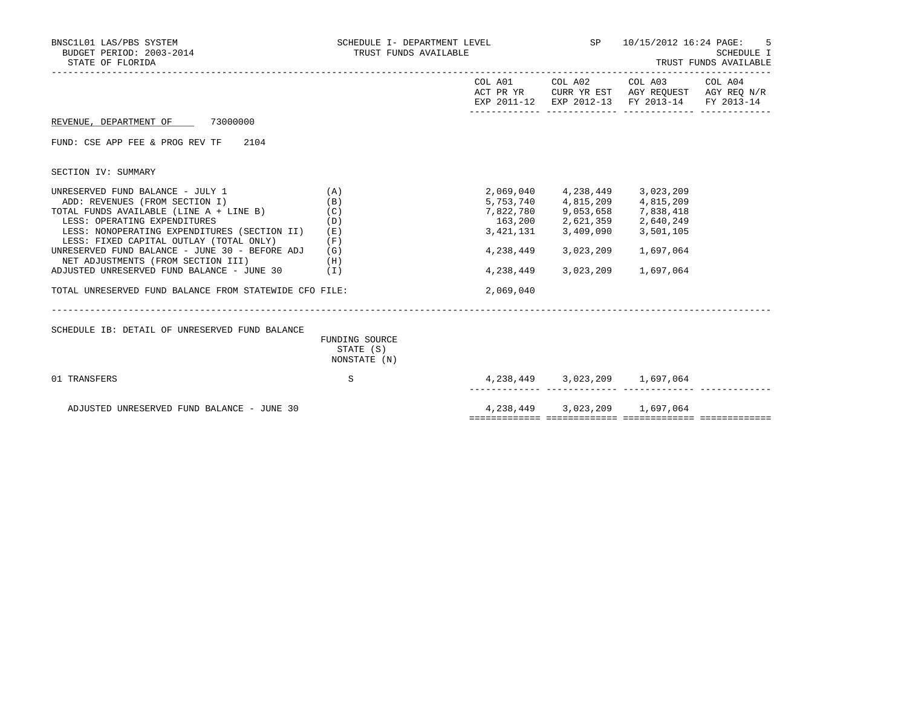BNSC1L01 LAS/PBS SYSTEM
BUDGET PERIOD: 2003-2014
STATE OF FLORIDA

SCHEDULE I- DEPARTMENT LEVEL
TRUST FUNDS AVAILABLE

SP 10/15/2012 16:24

SCHEDULE I
TRUST FUNDS AVAILABLE

REVENUE, DEPARTMENT OF 73000000

FUND: CSE APP FEE & PROG REV TF 2104

SECTION IV: SUMMARY

| | | COL A01 ACT PR YR EXP 2011-12 | COL A02 CURR YR EST EXP 2012-13 | COL A03 AGY REQUEST FY 2013-14 | COL A04 AGY REQ N/R FY 2013-14 |
|---|---|---|---|---|---|
| UNRESERVED FUND BALANCE - JULY 1 | (A) | 2,069,040 | 4,238,449 | 3,023,209 | |
| ADD: REVENUES (FROM SECTION I) | (B) | 5,753,740 | 4,815,209 | 4,815,209 | |
| TOTAL FUNDS AVAILABLE (LINE A + LINE B) | (C) | 7,822,780 | 9,053,658 | 7,838,418 | |
| LESS: OPERATING EXPENDITURES | (D) | 163,200 | 2,621,359 | 2,640,249 | |
| LESS: NONOPERATING EXPENDITURES (SECTION II) | (E) | 3,421,131 | 3,409,090 | 3,501,105 | |
| LESS: FIXED CAPITAL OUTLAY (TOTAL ONLY) | (F) | | | | |
| UNRESERVED FUND BALANCE - JUNE 30 - BEFORE ADJ | (G) | 4,238,449 | 3,023,209 | 1,697,064 | |
| NET ADJUSTMENTS (FROM SECTION III) | (H) | | | | |
| ADJUSTED UNRESERVED FUND BALANCE - JUNE 30 | (I) | 4,238,449 | 3,023,209 | 1,697,064 | |
| TOTAL UNRESERVED FUND BALANCE FROM STATEWIDE CFO FILE: | | 2,069,040 | | | |

SCHEDULE IB: DETAIL OF UNRESERVED FUND BALANCE

| | FUNDING SOURCE STATE (S) NONSTATE (N) | COL A01 | COL A02 | COL A03 | COL A04 |
|---|---|---|---|---|---|
| 01 TRANSFERS | S | 4,238,449 | 3,023,209 | 1,697,064 | |
| ADJUSTED UNRESERVED FUND BALANCE - JUNE 30 | | 4,238,449 | 3,023,209 | 1,697,064 | |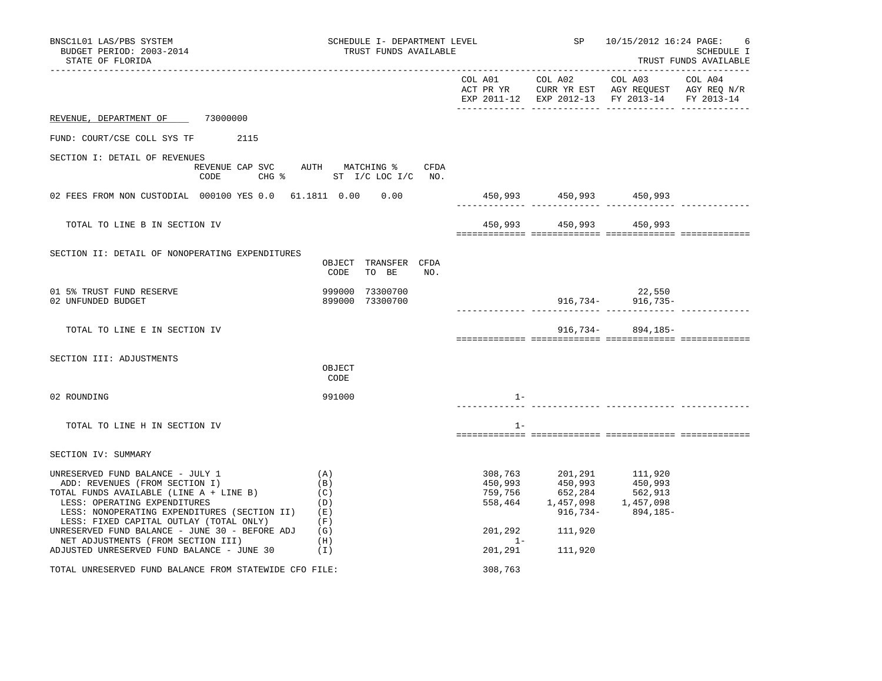BNSC1L01 LAS/PBS SYSTEM — SCHEDULE I- DEPARTMENT LEVEL — SP — 10/15/2012 16:24

BUDGET PERIOD: 2003-2014 — TRUST FUNDS AVAILABLE — SCHEDULE I

STATE OF FLORIDA — TRUST FUNDS AVAILABLE

REVENUE, DEPARTMENT OF 73000000

FUND: COURT/CSE COLL SYS TF 2115

## SECTION I: DETAIL OF REVENUES

| | REVENUE CODE | CAP SVC CHG % | AUTH ST I/C | MATCHING % LOC I/C | CFDA NO. | COL A01 ACT PR YR EXP 2011-12 | COL A02 CURR YR EST EXP 2012-13 | COL A03 AGY REQUEST FY 2013-14 | COL A04 AGY REQ N/R FY 2013-14 |
|---|---|---|---|---|---|---|---|---|---|
| 02 FEES FROM NON CUSTODIAL | 000100 | YES 0.0 | 61.1811 0.00 | 0.00 | | 450,993 | 450,993 | 450,993 | |
| TOTAL TO LINE B IN SECTION IV | | | | | | 450,993 | 450,993 | 450,993 | |

## SECTION II: DETAIL OF NONOPERATING EXPENDITURES

| | OBJECT CODE | TRANSFER TO BE | CFDA NO. | COL A01 ACT PR YR EXP 2011-12 | COL A02 CURR YR EST EXP 2012-13 | COL A03 AGY REQUEST FY 2013-14 | COL A04 AGY REQ N/R FY 2013-14 |
|---|---|---|---|---|---|---|---|
| 01 5% TRUST FUND RESERVE | 999000 | 73300700 | | | | 22,550 | |
| 02 UNFUNDED BUDGET | 899000 | 73300700 | | | 916,734- | 916,735- | |
| TOTAL TO LINE E IN SECTION IV | | | | | 916,734- | 894,185- | |

## SECTION III: ADJUSTMENTS

| | OBJECT CODE | COL A01 ACT PR YR EXP 2011-12 | COL A02 CURR YR EST EXP 2012-13 | COL A03 AGY REQUEST FY 2013-14 | COL A04 AGY REQ N/R FY 2013-14 |
|---|---|---|---|---|---|
| 02 ROUNDING | 991000 | 1- | | | |
| TOTAL TO LINE H IN SECTION IV | | 1- | | | |

## SECTION IV: SUMMARY

| | | COL A01 ACT PR YR EXP 2011-12 | COL A02 CURR YR EST EXP 2012-13 | COL A03 AGY REQUEST FY 2013-14 | COL A04 AGY REQ N/R FY 2013-14 |
|---|---|---|---|---|---|
| UNRESERVED FUND BALANCE - JULY 1 | (A) | 308,763 | 201,291 | 111,920 | |
| ADD: REVENUES (FROM SECTION I) | (B) | 450,993 | 450,993 | 450,993 | |
| TOTAL FUNDS AVAILABLE (LINE A + LINE B) | (C) | 759,756 | 652,284 | 562,913 | |
| LESS: OPERATING EXPENDITURES | (D) | 558,464 | 1,457,098 | 1,457,098 | |
| LESS: NONOPERATING EXPENDITURES (SECTION II) | (E) | | 916,734- | 894,185- | |
| LESS: FIXED CAPITAL OUTLAY (TOTAL ONLY) | (F) | | | | |
| UNRESERVED FUND BALANCE - JUNE 30 - BEFORE ADJ | (G) | 201,292 | 111,920 | | |
| NET ADJUSTMENTS (FROM SECTION III) | (H) | 1- | | | |
| ADJUSTED UNRESERVED FUND BALANCE - JUNE 30 | (I) | 201,291 | 111,920 | | |

TOTAL UNRESERVED FUND BALANCE FROM STATEWIDE CFO FILE: 308,763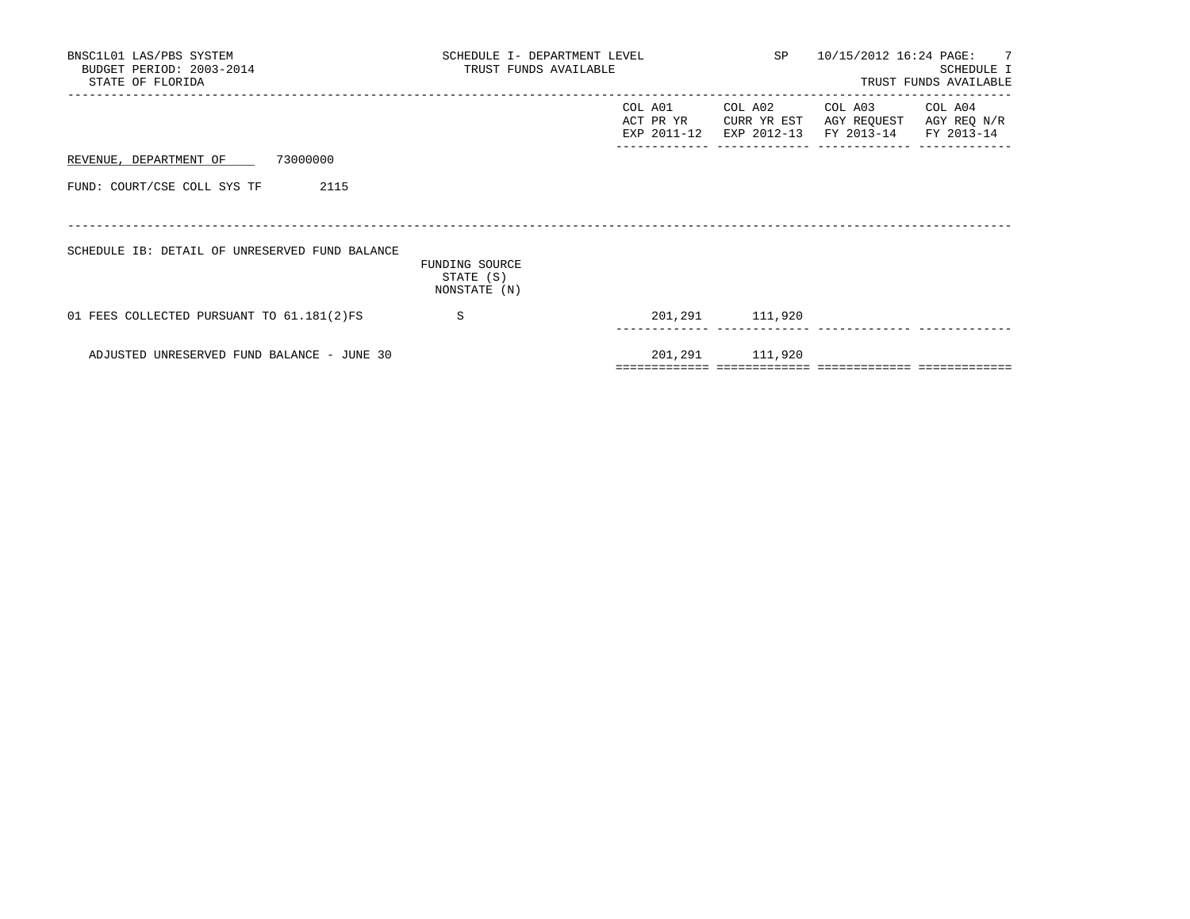BNSC1L01 LAS/PBS SYSTEM
BUDGET PERIOD: 2003-2014
STATE OF FLORIDA

SCHEDULE I- DEPARTMENT LEVEL
TRUST FUNDS AVAILABLE

SP 10/15/2012 16:24

SCHEDULE I
TRUST FUNDS AVAILABLE

| | | COL A01 ACT PR YR EXP 2011-12 | COL A02 CURR YR EST EXP 2012-13 | COL A03 AGY REQUEST FY 2013-14 | COL A04 AGY REQ N/R FY 2013-14 |
|---|---|---|---|---|---|

REVENUE, DEPARTMENT OF 73000000

FUND: COURT/CSE COLL SYS TF 2115

SCHEDULE IB: DETAIL OF UNRESERVED FUND BALANCE

| | FUNDING SOURCE STATE (S) NONSTATE (N) | COL A01 | COL A02 | COL A03 | COL A04 |
|---|---|---|---|---|---|
| 01 FEES COLLECTED PURSUANT TO 61.181(2)FS | S | 201,291 | 111,920 | | |
| ADJUSTED UNRESERVED FUND BALANCE - JUNE 30 | | 201,291 | 111,920 | | |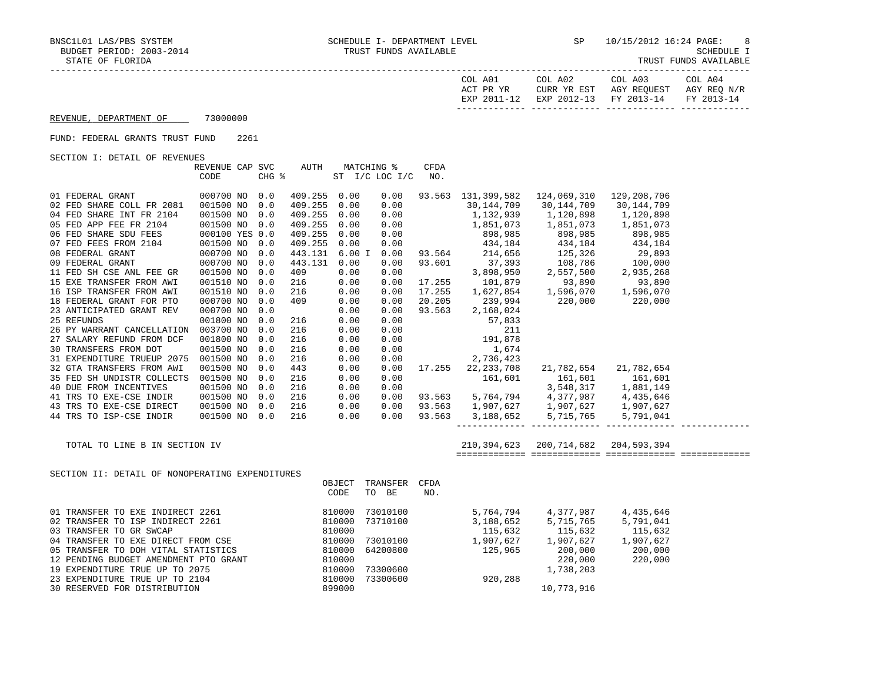BNSC1L01 LAS/PBS SYSTEM — SCHEDULE I- DEPARTMENT LEVEL — TRUST FUNDS AVAILABLE — SP 10/15/2012 16:24

BUDGET PERIOD: 2003-2014 — SCHEDULE I

STATE OF FLORIDA — TRUST FUNDS AVAILABLE

**REVENUE, DEPARTMENT OF** 73000000

FUND: FEDERAL GRANTS TRUST FUND 2261

## SECTION I: DETAIL OF REVENUES

| | REVENUE CODE | CAP | SVC CHG % | AUTH | MATCHING % ST I/C | LOC I/C | CFDA NO. | COL A01 ACT PR YR EXP 2011-12 | COL A02 CURR YR EST EXP 2012-13 | COL A03 AGY REQUEST FY 2013-14 | COL A04 AGY REQ N/R FY 2013-14 |
|---|---|---|---|---|---|---|---|---|---|---|---|
| 01 FEDERAL GRANT | 000700 | NO | 0.0 | 409.255 | 0.00 | 0.00 | 93.563 | 131,399,582 | 124,069,310 | 129,208,706 | |
| 02 FED SHARE COLL FR 2081 | 001500 | NO | 0.0 | 409.255 | 0.00 | 0.00 | | 30,144,709 | 30,144,709 | 30,144,709 | |
| 04 FED SHARE INT FR 2104 | 001500 | NO | 0.0 | 409.255 | 0.00 | 0.00 | | 1,132,939 | 1,120,898 | 1,120,898 | |
| 05 FED APP FEE FR 2104 | 001500 | NO | 0.0 | 409.255 | 0.00 | 0.00 | | 1,851,073 | 1,851,073 | 1,851,073 | |
| 06 FED SHARE SDU FEES | 000100 | YES | 0.0 | 409.255 | 0.00 | 0.00 | | 898,985 | 898,985 | 898,985 | |
| 07 FED FEES FROM 2104 | 001500 | NO | 0.0 | 409.255 | 0.00 | 0.00 | | 434,184 | 434,184 | 434,184 | |
| 08 FEDERAL GRANT | 000700 | NO | 0.0 | 443.131 | 6.00 I | 0.00 | 93.564 | 214,656 | 125,326 | 29,893 | |
| 09 FEDERAL GRANT | 000700 | NO | 0.0 | 443.131 | 0.00 | 0.00 | 93.601 | 37,393 | 108,786 | 100,000 | |
| 11 FED SH CSE ANL FEE GR | 001500 | NO | 0.0 | 409 | 0.00 | 0.00 | | 3,898,950 | 2,557,500 | 2,935,268 | |
| 15 EXE TRANSFER FROM AWI | 001510 | NO | 0.0 | 216 | 0.00 | 0.00 | 17.255 | 101,879 | 93,890 | 93,890 | |
| 16 ISP TRANSFER FROM AWI | 001510 | NO | 0.0 | 216 | 0.00 | 0.00 | 17.255 | 1,627,854 | 1,596,070 | 1,596,070 | |
| 18 FEDERAL GRANT FOR PTO | 000700 | NO | 0.0 | 409 | 0.00 | 0.00 | 20.205 | 239,994 | 220,000 | 220,000 | |
| 23 ANTICIPATED GRANT REV | 000700 | NO | 0.0 | | 0.00 | 0.00 | 93.563 | 2,168,024 | | | |
| 25 REFUNDS | 001800 | NO | 0.0 | 216 | 0.00 | 0.00 | | 57,833 | | | |
| 26 PY WARRANT CANCELLATION | 003700 | NO | 0.0 | 216 | 0.00 | 0.00 | | 211 | | | |
| 27 SALARY REFUND FROM DCF | 001800 | NO | 0.0 | 216 | 0.00 | 0.00 | | 191,878 | | | |
| 30 TRANSFERS FROM DOT | 001500 | NO | 0.0 | 216 | 0.00 | 0.00 | | 1,674 | | | |
| 31 EXPENDITURE TRUEUP 2075 | 001500 | NO | 0.0 | 216 | 0.00 | 0.00 | | 2,736,423 | | | |
| 32 GTA TRANSFERS FROM AWI | 001500 | NO | 0.0 | 443 | 0.00 | 0.00 | 17.255 | 22,233,708 | 21,782,654 | 21,782,654 | |
| 35 FED SH UNDISTR COLLECTS | 001500 | NO | 0.0 | 216 | 0.00 | 0.00 | | 161,601 | 161,601 | 161,601 | |
| 40 DUE FROM INCENTIVES | 001500 | NO | 0.0 | 216 | 0.00 | 0.00 | | | 3,548,317 | 1,881,149 | |
| 41 TRS TO EXE-CSE INDIR | 001500 | NO | 0.0 | 216 | 0.00 | 0.00 | 93.563 | 5,764,794 | 4,377,987 | 4,435,646 | |
| 43 TRS TO EXE-CSE DIRECT | 001500 | NO | 0.0 | 216 | 0.00 | 0.00 | 93.563 | 1,907,627 | 1,907,627 | 1,907,627 | |
| 44 TRS TO ISP-CSE INDIR | 001500 | NO | 0.0 | 216 | 0.00 | 0.00 | 93.563 | 3,188,652 | 5,715,765 | 5,791,041 | |
| TOTAL TO LINE B IN SECTION IV | | | | | | | | 210,394,623 | 200,714,682 | 204,593,394 | |

## SECTION II: DETAIL OF NONOPERATING EXPENDITURES

| | OBJECT CODE | TRANSFER TO BE | CFDA NO. | COL A01 | COL A02 | COL A03 | COL A04 |
|---|---|---|---|---|---|---|---|
| 01 TRANSFER TO EXE INDIRECT 2261 | 810000 | 73010100 | | 5,764,794 | 4,377,987 | 4,435,646 | |
| 02 TRANSFER TO ISP INDIRECT 2261 | 810000 | 73710100 | | 3,188,652 | 5,715,765 | 5,791,041 | |
| 03 TRANSFER TO GR SWCAP | 810000 | | | 115,632 | 115,632 | 115,632 | |
| 04 TRANSFER TO EXE DIRECT FROM CSE | 810000 | 73010100 | | 1,907,627 | 1,907,627 | 1,907,627 | |
| 05 TRANSFER TO DOH VITAL STATISTICS | 810000 | 64200800 | | 125,965 | 200,000 | 200,000 | |
| 12 PENDING BUDGET AMENDMENT PTO GRANT | 810000 | | | | 220,000 | 220,000 | |
| 19 EXPENDITURE TRUE UP TO 2075 | 810000 | 73300600 | | | 1,738,203 | | |
| 23 EXPENDITURE TRUE UP TO 2104 | 810000 | 73300600 | | 920,288 | | | |
| 30 RESERVED FOR DISTRIBUTION | 899000 | | | | 10,773,916 | | |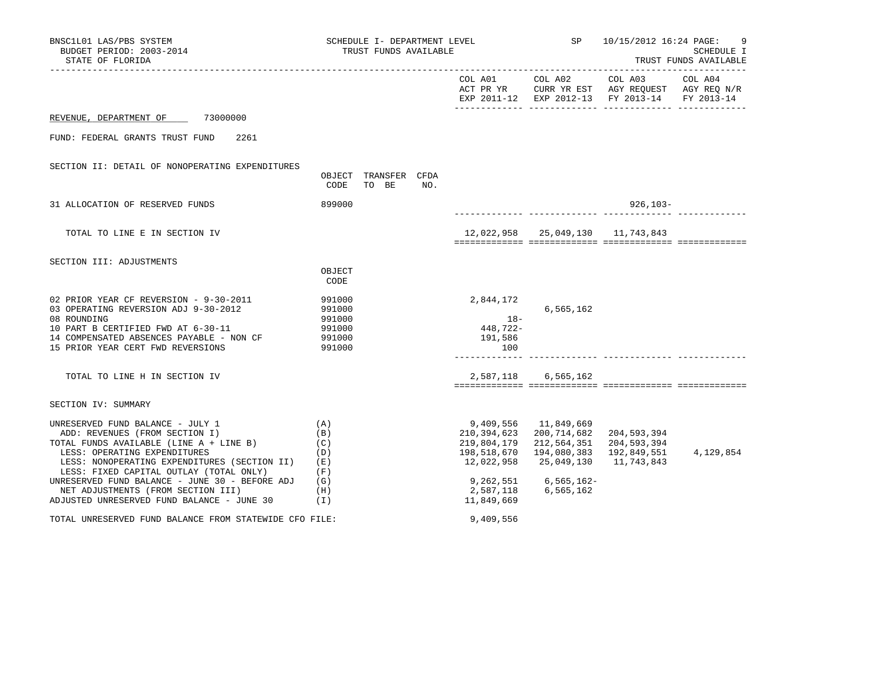REVENUE, DEPARTMENT OF 73000000

FUND: FEDERAL GRANTS TRUST FUND 2261

| | | | | COL A01 ACT PR YR EXP 2011-12 | COL A02 CURR YR EST EXP 2012-13 | COL A03 AGY REQUEST FY 2013-14 | COL A04 AGY REQ N/R FY 2013-14 |
|---|---|---|---|---|---|---|---|
| **SECTION II: DETAIL OF NONOPERATING EXPENDITURES** | OBJECT CODE | TRANSFER TO BE | CFDA NO. | | | | |
| 31 ALLOCATION OF RESERVED FUNDS | 899000 | | | | | 926,103- | |
| TOTAL TO LINE E IN SECTION IV | | | | 12,022,958 | 25,049,130 | 11,743,843 | |
| **SECTION III: ADJUSTMENTS** | OBJECT CODE | | | | | | |
| 02 PRIOR YEAR CF REVERSION - 9-30-2011 | 991000 | | | 2,844,172 | | | |
| 03 OPERATING REVERSION ADJ 9-30-2012 | 991000 | | | | 6,565,162 | | |
| 08 ROUNDING | 991000 | | | 18- | | | |
| 10 PART B CERTIFIED FWD AT 6-30-11 | 991000 | | | 448,722- | | | |
| 14 COMPENSATED ABSENCES PAYABLE - NON CF | 991000 | | | 191,586 | | | |
| 15 PRIOR YEAR CERT FWD REVERSIONS | 991000 | | | 100 | | | |
| TOTAL TO LINE H IN SECTION IV | | | | 2,587,118 | 6,565,162 | | |
| **SECTION IV: SUMMARY** | | | | | | | |
| UNRESERVED FUND BALANCE - JULY 1 | (A) | | | 9,409,556 | 11,849,669 | | |
| ADD: REVENUES (FROM SECTION I) | (B) | | | 210,394,623 | 200,714,682 | 204,593,394 | |
| TOTAL FUNDS AVAILABLE (LINE A + LINE B) | (C) | | | 219,804,179 | 212,564,351 | 204,593,394 | |
| LESS: OPERATING EXPENDITURES | (D) | | | 198,518,670 | 194,080,383 | 192,849,551 | 4,129,854 |
| LESS: NONOPERATING EXPENDITURES (SECTION II) | (E) | | | 12,022,958 | 25,049,130 | 11,743,843 | |
| LESS: FIXED CAPITAL OUTLAY (TOTAL ONLY) | (F) | | | | | | |
| UNRESERVED FUND BALANCE - JUNE 30 - BEFORE ADJ | (G) | | | 9,262,551 | 6,565,162- | | |
| NET ADJUSTMENTS (FROM SECTION III) | (H) | | | 2,587,118 | 6,565,162 | | |
| ADJUSTED UNRESERVED FUND BALANCE - JUNE 30 | (I) | | | 11,849,669 | | | |
| TOTAL UNRESERVED FUND BALANCE FROM STATEWIDE CFO FILE: | | | | 9,409,556 | | | |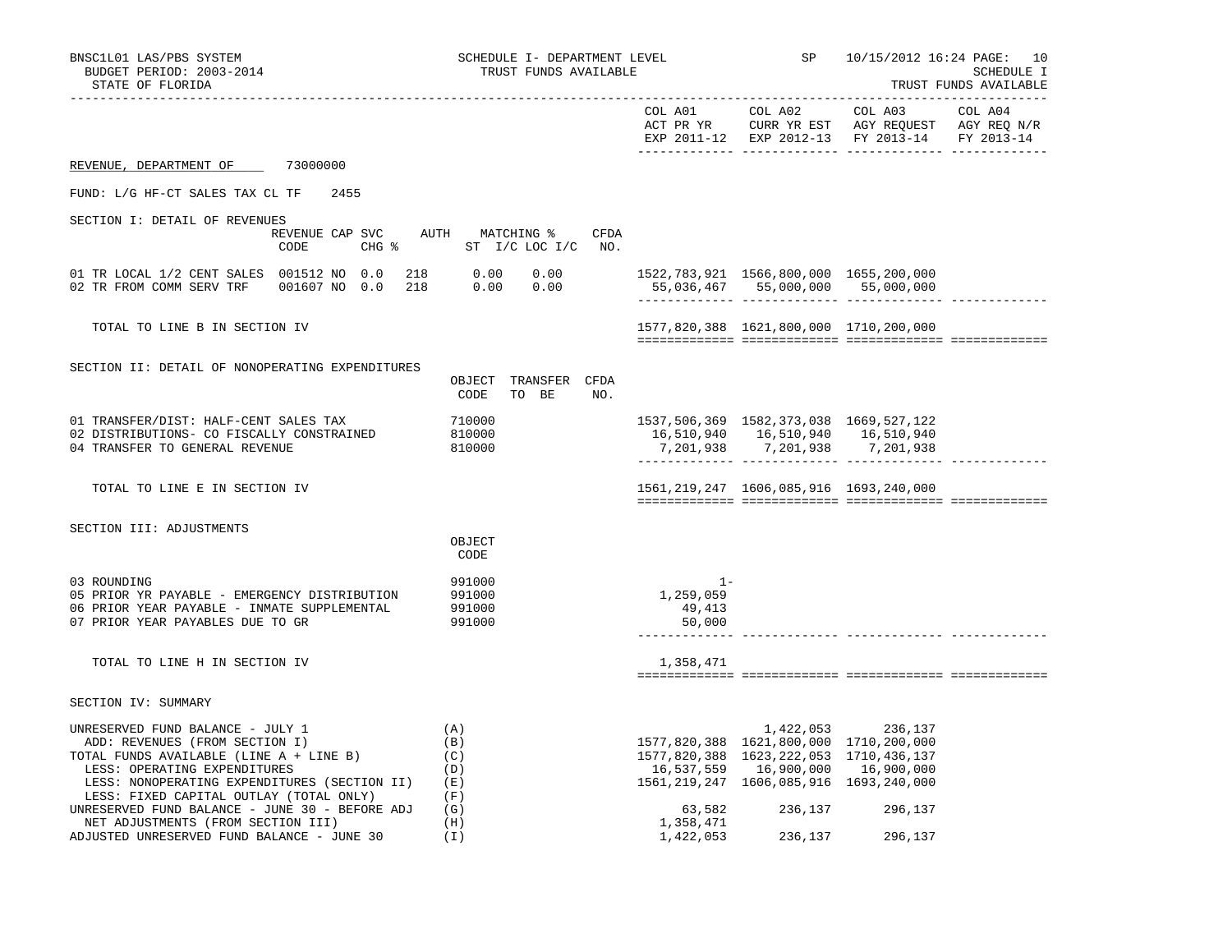SCHEDULE I- DEPARTMENT LEVEL
TRUST FUNDS AVAILABLE

BNSC1L01 LAS/PBS SYSTEM
BUDGET PERIOD: 2003-2014
STATE OF FLORIDA

SP 10/15/2012 16:24

SCHEDULE I
TRUST FUNDS AVAILABLE

REVENUE, DEPARTMENT OF 73000000

FUND: L/G HF-CT SALES TAX CL TF 2455

## SECTION I: DETAIL OF REVENUES

| | REVENUE CODE | CAP | SVC CHG % | AUTH | MATCHING % ST I/C | LOC I/C | CFDA NO. | COL A01 ACT PR YR EXP 2011-12 | COL A02 CURR YR EST EXP 2012-13 | COL A03 AGY REQUEST FY 2013-14 | COL A04 AGY REQ N/R FY 2013-14 |
|---|---|---|---|---|---|---|---|---|---|---|---|
| 01 TR LOCAL 1/2 CENT SALES | 001512 | NO | 0.0 | 218 | 0.00 | 0.00 | | 1522,783,921 | 1566,800,000 | 1655,200,000 | |
| 02 TR FROM COMM SERV TRF | 001607 | NO | 0.0 | 218 | 0.00 | 0.00 | | 55,036,467 | 55,000,000 | 55,000,000 | |
| TOTAL TO LINE B IN SECTION IV | | | | | | | | 1577,820,388 | 1621,800,000 | 1710,200,000 | |

## SECTION II: DETAIL OF NONOPERATING EXPENDITURES

| | OBJECT CODE | TRANSFER TO BE | CFDA NO. | COL A01 | COL A02 | COL A03 | COL A04 |
|---|---|---|---|---|---|---|---|
| 01 TRANSFER/DIST: HALF-CENT SALES TAX | 710000 | | | 1537,506,369 | 1582,373,038 | 1669,527,122 | |
| 02 DISTRIBUTIONS- CO FISCALLY CONSTRAINED | 810000 | | | 16,510,940 | 16,510,940 | 16,510,940 | |
| 04 TRANSFER TO GENERAL REVENUE | 810000 | | | 7,201,938 | 7,201,938 | 7,201,938 | |
| TOTAL TO LINE E IN SECTION IV | | | | 1561,219,247 | 1606,085,916 | 1693,240,000 | |

## SECTION III: ADJUSTMENTS

| | OBJECT CODE | COL A01 | COL A02 | COL A03 | COL A04 |
|---|---|---|---|---|---|
| 03 ROUNDING | 991000 | 1- | | | |
| 05 PRIOR YR PAYABLE - EMERGENCY DISTRIBUTION | 991000 | 1,259,059 | | | |
| 06 PRIOR YEAR PAYABLE - INMATE SUPPLEMENTAL | 991000 | 49,413 | | | |
| 07 PRIOR YEAR PAYABLES DUE TO GR | 991000 | 50,000 | | | |
| TOTAL TO LINE H IN SECTION IV | | 1,358,471 | | | |

## SECTION IV: SUMMARY

| | | COL A01 | COL A02 | COL A03 | COL A04 |
|---|---|---|---|---|---|
| UNRESERVED FUND BALANCE - JULY 1 | (A) | | 1,422,053 | 236,137 | |
| ADD: REVENUES (FROM SECTION I) | (B) | 1577,820,388 | 1621,800,000 | 1710,200,000 | |
| TOTAL FUNDS AVAILABLE (LINE A + LINE B) | (C) | 1577,820,388 | 1623,222,053 | 1710,436,137 | |
| LESS: OPERATING EXPENDITURES | (D) | 16,537,559 | 16,900,000 | 16,900,000 | |
| LESS: NONOPERATING EXPENDITURES (SECTION II) | (E) | 1561,219,247 | 1606,085,916 | 1693,240,000 | |
| LESS: FIXED CAPITAL OUTLAY (TOTAL ONLY) | (F) | | | | |
| UNRESERVED FUND BALANCE - JUNE 30 - BEFORE ADJ | (G) | 63,582 | 236,137 | 296,137 | |
| NET ADJUSTMENTS (FROM SECTION III) | (H) | 1,358,471 | | | |
| ADJUSTED UNRESERVED FUND BALANCE - JUNE 30 | (I) | 1,422,053 | 236,137 | 296,137 | |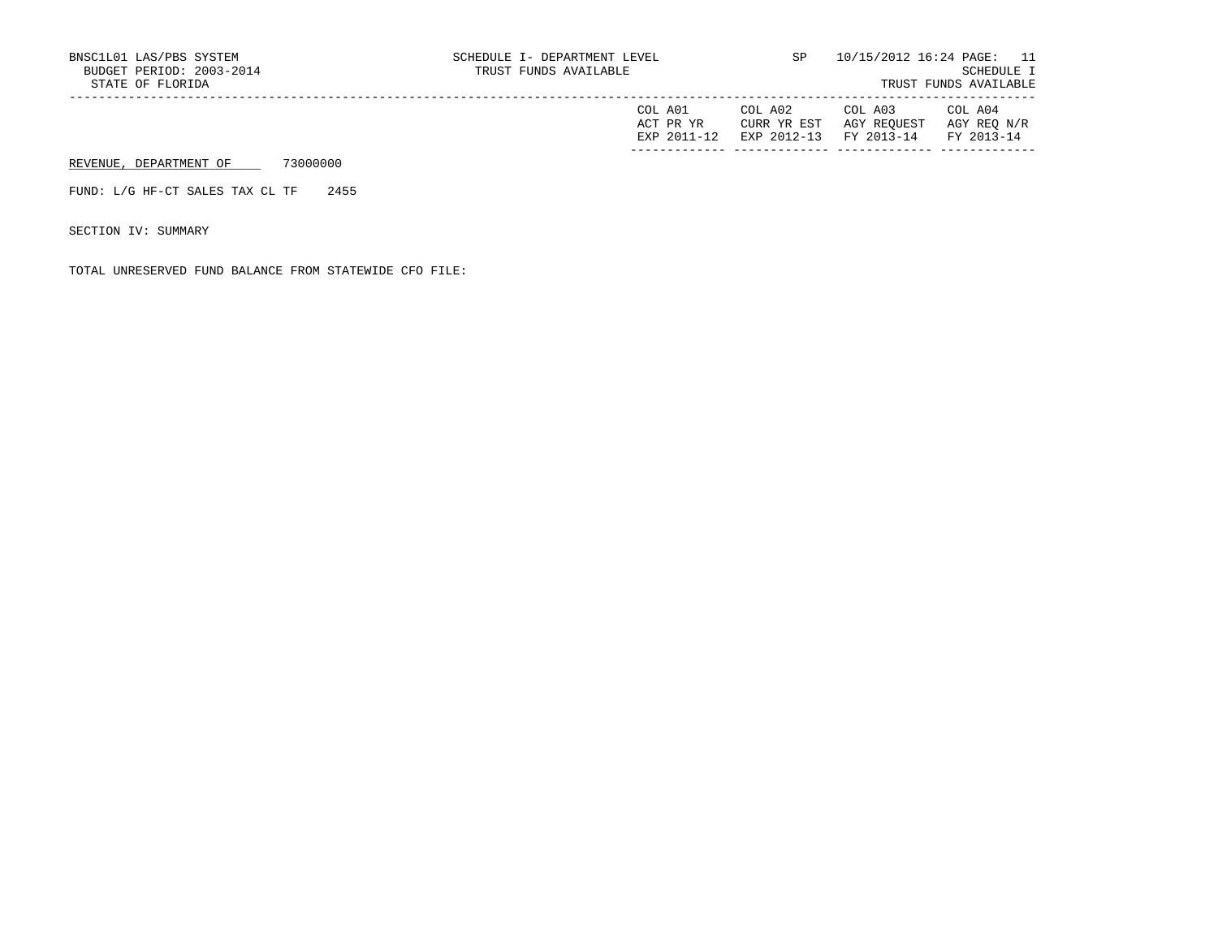| | COL A01 ACT PR YR EXP 2011-12 | COL A02 CURR YR EST EXP 2012-13 | COL A03 AGY REQUEST FY 2013-14 | COL A04 AGY REQ N/R FY 2013-14 |
|---|---|---|---|---|

REVENUE, DEPARTMENT OF 73000000

FUND: L/G HF-CT SALES TAX CL TF 2455

SECTION IV: SUMMARY

TOTAL UNRESERVED FUND BALANCE FROM STATEWIDE CFO FILE: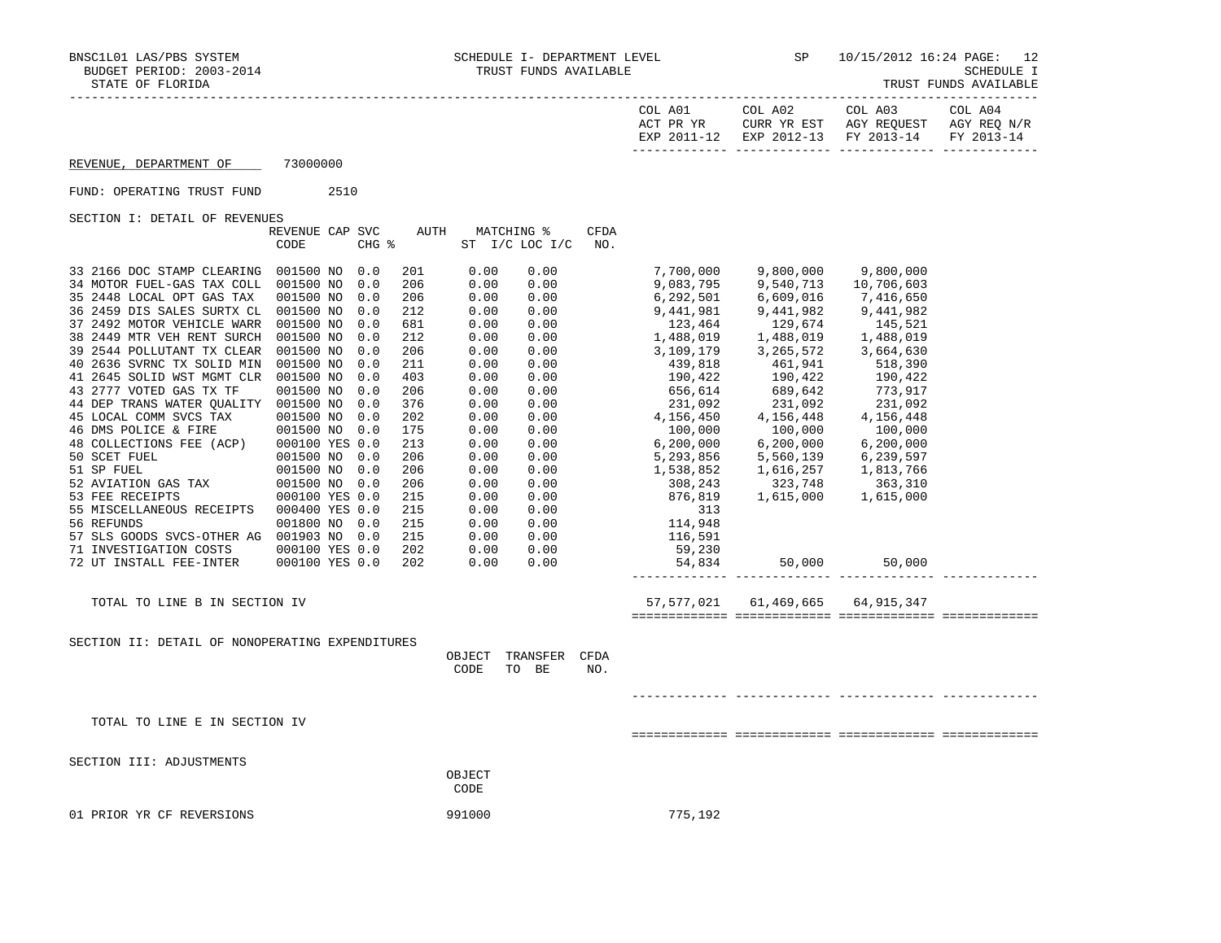BNSC1L01 LAS/PBS SYSTEM
BUDGET PERIOD: 2003-2014
STATE OF FLORIDA

SCHEDULE I- DEPARTMENT LEVEL
TRUST FUNDS AVAILABLE

SP 10/15/2012 16:24 PAGE: 12
SCHEDULE I
TRUST FUNDS AVAILABLE

REVENUE, DEPARTMENT OF 73000000

FUND: OPERATING TRUST FUND 2510

SECTION I: DETAIL OF REVENUES

| | REVENUE CODE | CAP | SVC CHG % | AUTH | MATCHING % ST I/C | LOC I/C | CFDA NO. | COL A01 ACT PR YR EXP 2011-12 | COL A02 CURR YR EST EXP 2012-13 | COL A03 AGY REQUEST FY 2013-14 | COL A04 AGY REQ N/R FY 2013-14 |
|---|---|---|---|---|---|---|---|---|---|---|---|
| 33 2166 DOC STAMP CLEARING | 001500 | NO | 0.0 | 201 | 0.00 | 0.00 | | 7,700,000 | 9,800,000 | 9,800,000 | |
| 34 MOTOR FUEL-GAS TAX COLL | 001500 | NO | 0.0 | 206 | 0.00 | 0.00 | | 9,083,795 | 9,540,713 | 10,706,603 | |
| 35 2448 LOCAL OPT GAS TAX | 001500 | NO | 0.0 | 206 | 0.00 | 0.00 | | 6,292,501 | 6,609,016 | 7,416,650 | |
| 36 2459 DIS SALES SURTX CL | 001500 | NO | 0.0 | 212 | 0.00 | 0.00 | | 9,441,981 | 9,441,982 | 9,441,982 | |
| 37 2492 MOTOR VEHICLE WARR | 001500 | NO | 0.0 | 681 | 0.00 | 0.00 | | 123,464 | 129,674 | 145,521 | |
| 38 2449 MTR VEH RENT SURCH | 001500 | NO | 0.0 | 212 | 0.00 | 0.00 | | 1,488,019 | 1,488,019 | 1,488,019 | |
| 39 2544 POLLUTANT TX CLEAR | 001500 | NO | 0.0 | 206 | 0.00 | 0.00 | | 3,109,179 | 3,265,572 | 3,664,630 | |
| 40 2636 SVRNC TX SOLID MIN | 001500 | NO | 0.0 | 211 | 0.00 | 0.00 | | 439,818 | 461,941 | 518,390 | |
| 41 2645 SOLID WST MGMT CLR | 001500 | NO | 0.0 | 403 | 0.00 | 0.00 | | 190,422 | 190,422 | 190,422 | |
| 43 2777 VOTED GAS TX TF | 001500 | NO | 0.0 | 206 | 0.00 | 0.00 | | 656,614 | 689,642 | 773,917 | |
| 44 DEP TRANS WATER QUALITY | 001500 | NO | 0.0 | 376 | 0.00 | 0.00 | | 231,092 | 231,092 | 231,092 | |
| 45 LOCAL COMM SVCS TAX | 001500 | NO | 0.0 | 202 | 0.00 | 0.00 | | 4,156,450 | 4,156,448 | 4,156,448 | |
| 46 DMS POLICE & FIRE | 001500 | NO | 0.0 | 175 | 0.00 | 0.00 | | 100,000 | 100,000 | 100,000 | |
| 48 COLLECTIONS FEE (ACP) | 000100 | YES | 0.0 | 213 | 0.00 | 0.00 | | 6,200,000 | 6,200,000 | 6,200,000 | |
| 50 SCET FUEL | 001500 | NO | 0.0 | 206 | 0.00 | 0.00 | | 5,293,856 | 5,560,139 | 6,239,597 | |
| 51 SP FUEL | 001500 | NO | 0.0 | 206 | 0.00 | 0.00 | | 1,538,852 | 1,616,257 | 1,813,766 | |
| 52 AVIATION GAS TAX | 001500 | NO | 0.0 | 206 | 0.00 | 0.00 | | 308,243 | 323,748 | 363,310 | |
| 53 FEE RECEIPTS | 000100 | YES | 0.0 | 215 | 0.00 | 0.00 | | 876,819 | 1,615,000 | 1,615,000 | |
| 55 MISCELLANEOUS RECEIPTS | 000400 | YES | 0.0 | 215 | 0.00 | 0.00 | | 313 | | | |
| 56 REFUNDS | 001800 | NO | 0.0 | 215 | 0.00 | 0.00 | | 114,948 | | | |
| 57 SLS GOODS SVCS-OTHER AG | 001903 | NO | 0.0 | 215 | 0.00 | 0.00 | | 116,591 | | | |
| 71 INVESTIGATION COSTS | 000100 | YES | 0.0 | 202 | 0.00 | 0.00 | | 59,230 | | | |
| 72 UT INSTALL FEE-INTER | 000100 | YES | 0.0 | 202 | 0.00 | 0.00 | | 54,834 | 50,000 | 50,000 | |
| TOTAL TO LINE B IN SECTION IV | | | | | | | | 57,577,021 | 61,469,665 | 64,915,347 | |

SECTION II: DETAIL OF NONOPERATING EXPENDITURES

| | OBJECT CODE | TRANSFER TO BE | CFDA NO. | COL A01 | COL A02 | COL A03 | COL A04 |
|---|---|---|---|---|---|---|---|
| TOTAL TO LINE E IN SECTION IV | | | | | | | |

SECTION III: ADJUSTMENTS

| | OBJECT CODE | COL A01 | COL A02 | COL A03 | COL A04 |
|---|---|---|---|---|---|
| 01 PRIOR YR CF REVERSIONS | 991000 | 775,192 | | | |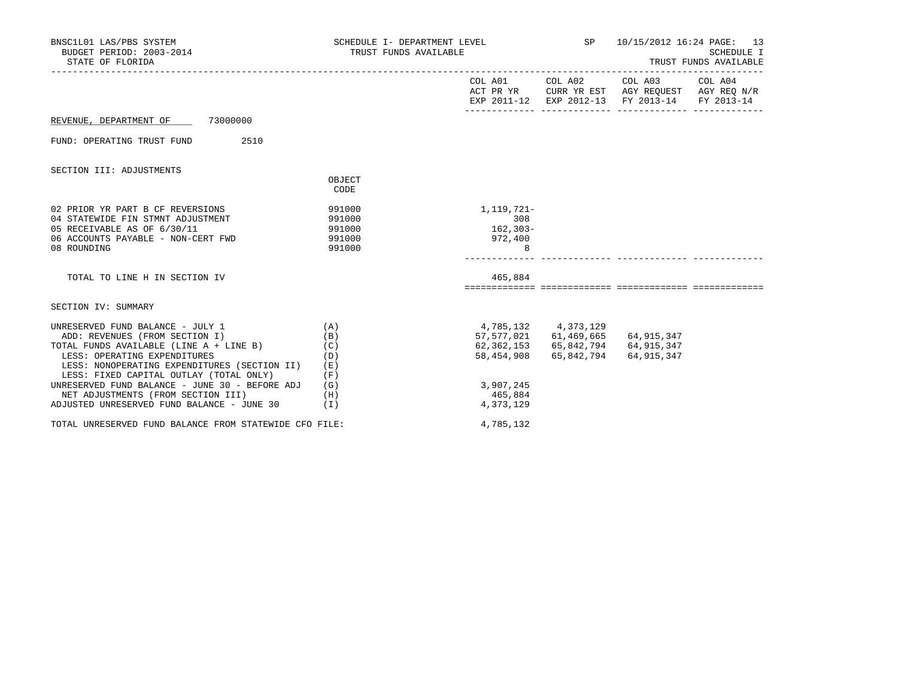BNSC1L01 LAS/PBS SYSTEM — SCHEDULE I- DEPARTMENT LEVEL — TRUST FUNDS AVAILABLE — SCHEDULE I

BUDGET PERIOD: 2003-2014

STATE OF FLORIDA — TRUST FUNDS AVAILABLE

REVENUE, DEPARTMENT OF 73000000

FUND: OPERATING TRUST FUND 2510

SECTION III: ADJUSTMENTS

| | OBJECT CODE | COL A01 ACT PR YR EXP 2011-12 | COL A02 CURR YR EST EXP 2012-13 | COL A03 AGY REQUEST FY 2013-14 | COL A04 AGY REQ N/R FY 2013-14 |
|---|---|---|---|---|---|
| 02 PRIOR YR PART B CF REVERSIONS | 991000 | 1,119,721- | | | |
| 04 STATEWIDE FIN STMNT ADJUSTMENT | 991000 | 308 | | | |
| 05 RECEIVABLE AS OF 6/30/11 | 991000 | 162,303- | | | |
| 06 ACCOUNTS PAYABLE - NON-CERT FWD | 991000 | 972,400 | | | |
| 08 ROUNDING | 991000 | 8 | | | |
| TOTAL TO LINE H IN SECTION IV | | 465,884 | | | |

SECTION IV: SUMMARY

| | | COL A01 ACT PR YR EXP 2011-12 | COL A02 CURR YR EST EXP 2012-13 | COL A03 AGY REQUEST FY 2013-14 | COL A04 AGY REQ N/R FY 2013-14 |
|---|---|---|---|---|---|
| UNRESERVED FUND BALANCE - JULY 1 | (A) | 4,785,132 | 4,373,129 | | |
| ADD: REVENUES (FROM SECTION I) | (B) | 57,577,021 | 61,469,665 | 64,915,347 | |
| TOTAL FUNDS AVAILABLE (LINE A + LINE B) | (C) | 62,362,153 | 65,842,794 | 64,915,347 | |
| LESS: OPERATING EXPENDITURES | (D) | 58,454,908 | 65,842,794 | 64,915,347 | |
| LESS: NONOPERATING EXPENDITURES (SECTION II) | (E) | | | | |
| LESS: FIXED CAPITAL OUTLAY (TOTAL ONLY) | (F) | | | | |
| UNRESERVED FUND BALANCE - JUNE 30 - BEFORE ADJ | (G) | 3,907,245 | | | |
| NET ADJUSTMENTS (FROM SECTION III) | (H) | 465,884 | | | |
| ADJUSTED UNRESERVED FUND BALANCE - JUNE 30 | (I) | 4,373,129 | | | |
| TOTAL UNRESERVED FUND BALANCE FROM STATEWIDE CFO FILE: | | 4,785,132 | | | |